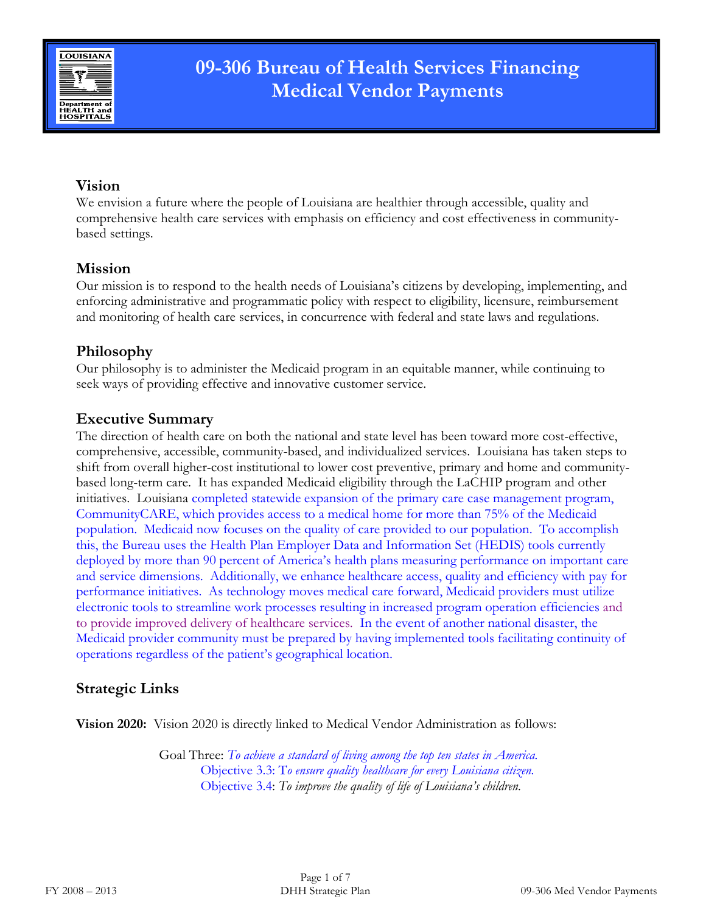# 09-306 Bureau of Health Services Financing Medical Vendor Payments

## Vision

We envision a future where the people of Louisiana are healthier through accessible, quality and comprehensive health care services with emphasis on efficiency and cost effectiveness in community-based settings.

## Mission

Our mission is to respond to the health needs of Louisiana's citizens by developing, implementing, and enforcing administrative and programmatic policy with respect to eligibility, licensure, reimbursement and monitoring of health care services, in concurrence with federal and state laws and regulations.

## Philosophy

Our philosophy is to administer the Medicaid program in an equitable manner, while continuing to seek ways of providing effective and innovative customer service.

## Executive Summary

The direction of health care on both the national and state level has been toward more cost-effective, comprehensive, accessible, community-based, and individualized services. Louisiana has taken steps to shift from overall higher-cost institutional to lower cost preventive, primary and home and community-based long-term care. It has expanded Medicaid eligibility through the LaCHIP program and other initiatives. Louisiana completed statewide expansion of the primary care case management program, CommunityCARE, which provides access to a medical home for more than 75% of the Medicaid population. Medicaid now focuses on the quality of care provided to our population. To accomplish this, the Bureau uses the Health Plan Employer Data and Information Set (HEDIS) tools currently deployed by more than 90 percent of America's health plans measuring performance on important care and service dimensions. Additionally, we enhance healthcare access, quality and efficiency with pay for performance initiatives. As technology moves medical care forward, Medicaid providers must utilize electronic tools to streamline work processes resulting in increased program operation efficiencies and to provide improved delivery of healthcare services. In the event of another national disaster, the Medicaid provider community must be prepared by having implemented tools facilitating continuity of operations regardless of the patient's geographical location.

## Strategic Links

**Vision 2020:** Vision 2020 is directly linked to Medical Vendor Administration as follows:

Goal Three: *To achieve a standard of living among the top ten states in America.*
Objective 3.3: T*o ensure quality healthcare for every Louisiana citizen.*
Objective 3.4: *To improve the quality of life of Louisiana's children.*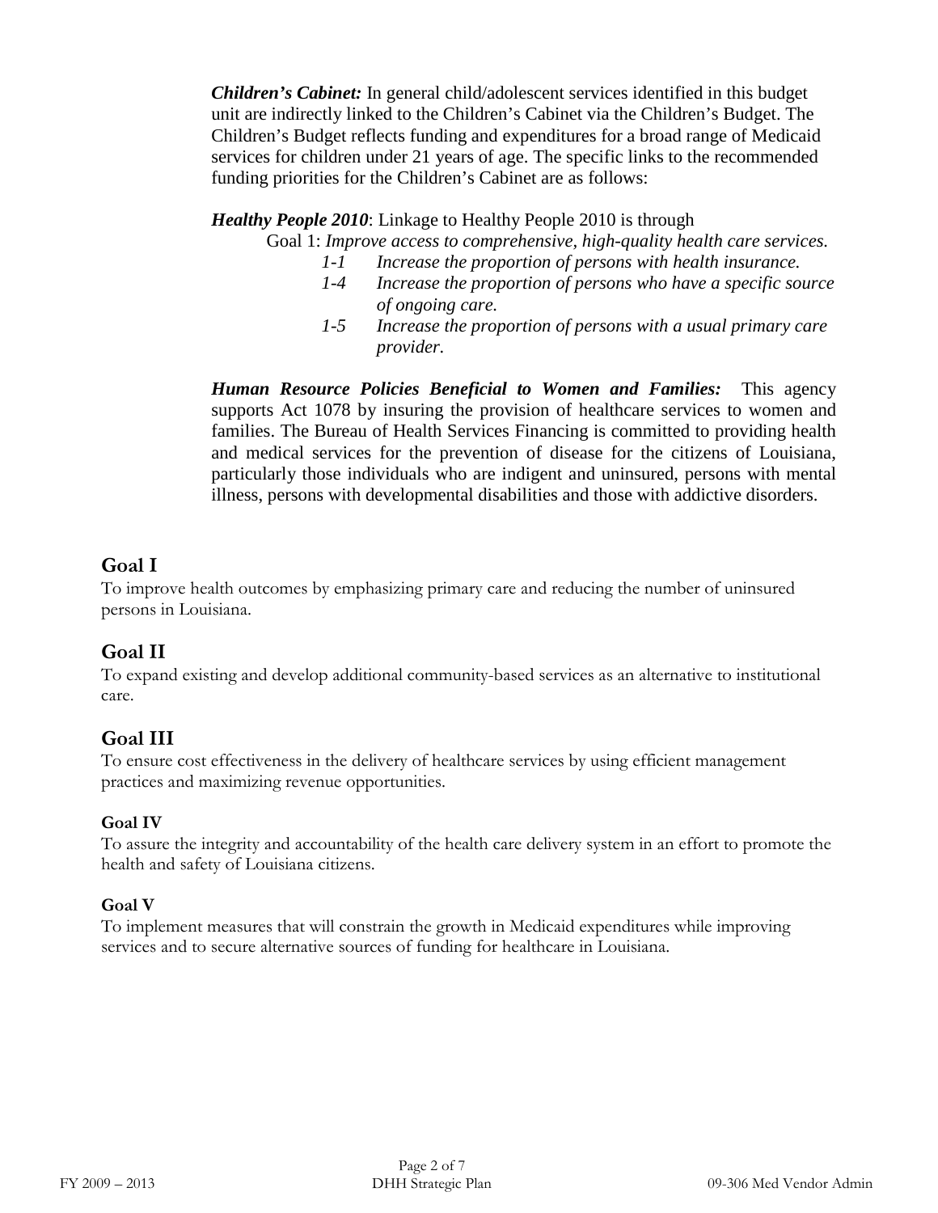***Children's Cabinet:*** In general child/adolescent services identified in this budget unit are indirectly linked to the Children's Cabinet via the Children's Budget. The Children's Budget reflects funding and expenditures for a broad range of Medicaid services for children under 21 years of age. The specific links to the recommended funding priorities for the Children's Cabinet are as follows:

***Healthy People 2010***: Linkage to Healthy People 2010 is through

Goal 1: *Improve access to comprehensive, high-quality health care services.*

- *1-1 Increase the proportion of persons with health insurance.*
- *1-4 Increase the proportion of persons who have a specific source of ongoing care.*
- *1-5 Increase the proportion of persons with a usual primary care provider.*

***Human Resource Policies Beneficial to Women and Families:*** This agency supports Act 1078 by insuring the provision of healthcare services to women and families. The Bureau of Health Services Financing is committed to providing health and medical services for the prevention of disease for the citizens of Louisiana, particularly those individuals who are indigent and uninsured, persons with mental illness, persons with developmental disabilities and those with addictive disorders.

## Goal I

To improve health outcomes by emphasizing primary care and reducing the number of uninsured persons in Louisiana.

## Goal II

To expand existing and develop additional community-based services as an alternative to institutional care.

## Goal III

To ensure cost effectiveness in the delivery of healthcare services by using efficient management practices and maximizing revenue opportunities.

### Goal IV

To assure the integrity and accountability of the health care delivery system in an effort to promote the health and safety of Louisiana citizens.

### Goal V

To implement measures that will constrain the growth in Medicaid expenditures while improving services and to secure alternative sources of funding for healthcare in Louisiana.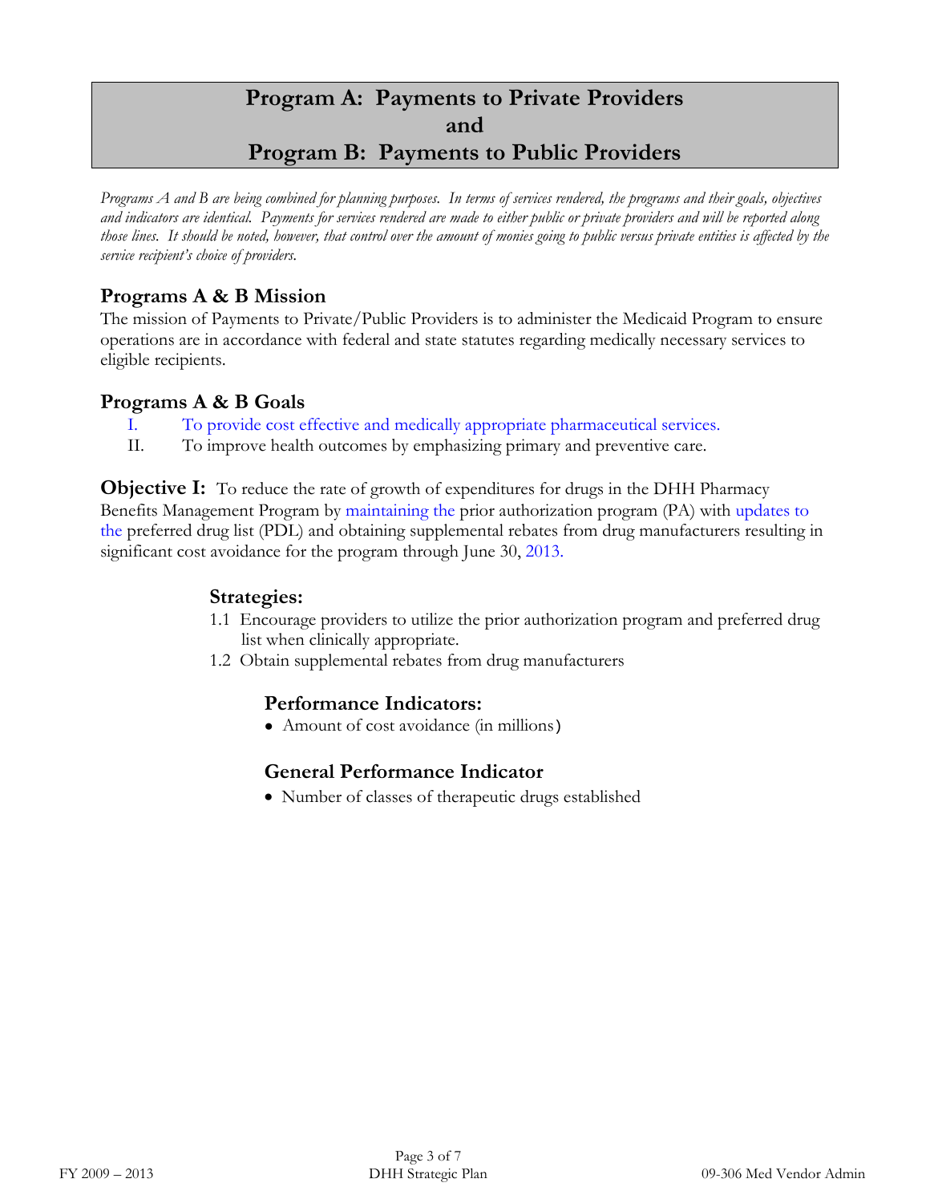# Program A: Payments to Private Providers and Program B: Payments to Public Providers

*Programs A and B are being combined for planning purposes. In terms of services rendered, the programs and their goals, objectives and indicators are identical. Payments for services rendered are made to either public or private providers and will be reported along those lines. It should be noted, however, that control over the amount of monies going to public versus private entities is affected by the service recipient's choice of providers.*

## Programs A & B Mission

The mission of Payments to Private/Public Providers is to administer the Medicaid Program to ensure operations are in accordance with federal and state statutes regarding medically necessary services to eligible recipients.

## Programs A & B Goals

I. To provide cost effective and medically appropriate pharmaceutical services.
II. To improve health outcomes by emphasizing primary and preventive care.

**Objective I:** To reduce the rate of growth of expenditures for drugs in the DHH Pharmacy Benefits Management Program by maintaining the prior authorization program (PA) with updates to the preferred drug list (PDL) and obtaining supplemental rebates from drug manufacturers resulting in significant cost avoidance for the program through June 30, 2013.

### Strategies:

1.1 Encourage providers to utilize the prior authorization program and preferred drug list when clinically appropriate.
1.2 Obtain supplemental rebates from drug manufacturers

### Performance Indicators:

- Amount of cost avoidance (in millions)

### General Performance Indicator

- Number of classes of therapeutic drugs established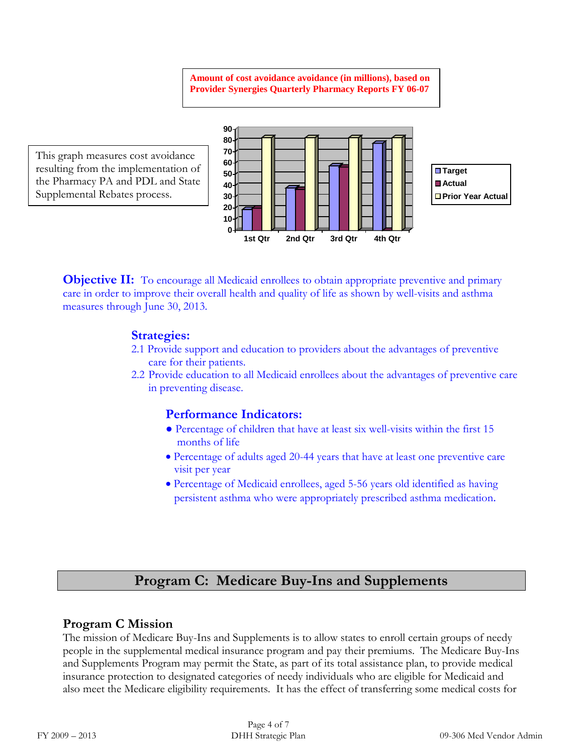**Amount of cost avoidance avoidance (in millions), based on Provider Synergies Quarterly Pharmacy Reports FY 06-07**

This graph measures cost avoidance resulting from the implementation of the Pharmacy PA and PDL and State Supplemental Rebates process.

**Objective II:** To encourage all Medicaid enrollees to obtain appropriate preventive and primary care in order to improve their overall health and quality of life as shown by well-visits and asthma measures through June 30, 2013.

### Strategies:

2.1 Provide support and education to providers about the advantages of preventive care for their patients.

2.2 Provide education to all Medicaid enrollees about the advantages of preventive care in preventing disease.

### Performance Indicators:

- Percentage of children that have at least six well-visits within the first 15 months of life
- Percentage of adults aged 20-44 years that have at least one preventive care visit per year
- Percentage of Medicaid enrollees, aged 5-56 years old identified as having persistent asthma who were appropriately prescribed asthma medication.

## Program C: Medicare Buy-Ins and Supplements

### Program C Mission

The mission of Medicare Buy-Ins and Supplements is to allow states to enroll certain groups of needy people in the supplemental medical insurance program and pay their premiums. The Medicare Buy-Ins and Supplements Program may permit the State, as part of its total assistance plan, to provide medical insurance protection to designated categories of needy individuals who are eligible for Medicaid and also meet the Medicare eligibility requirements. It has the effect of transferring some medical costs for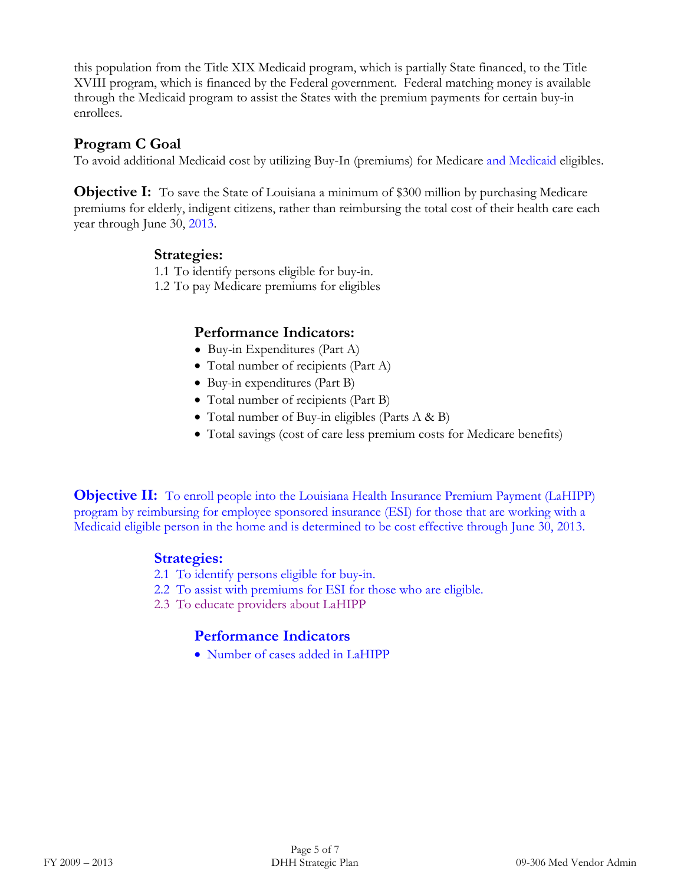this population from the Title XIX Medicaid program, which is partially State financed, to the Title XVIII program, which is financed by the Federal government. Federal matching money is available through the Medicaid program to assist the States with the premium payments for certain buy-in enrollees.

## Program C Goal

To avoid additional Medicaid cost by utilizing Buy-In (premiums) for Medicare and Medicaid eligibles.

**Objective I:** To save the State of Louisiana a minimum of $300 million by purchasing Medicare premiums for elderly, indigent citizens, rather than reimbursing the total cost of their health care each year through June 30, 2013.

### Strategies:

1.1 To identify persons eligible for buy-in.
1.2 To pay Medicare premiums for eligibles

### Performance Indicators:

- Buy-in Expenditures (Part A)
- Total number of recipients (Part A)
- Buy-in expenditures (Part B)
- Total number of recipients (Part B)
- Total number of Buy-in eligibles (Parts A & B)
- Total savings (cost of care less premium costs for Medicare benefits)

**Objective II:** To enroll people into the Louisiana Health Insurance Premium Payment (LaHIPP) program by reimbursing for employee sponsored insurance (ESI) for those that are working with a Medicaid eligible person in the home and is determined to be cost effective through June 30, 2013.

### Strategies:

2.1 To identify persons eligible for buy-in.
2.2 To assist with premiums for ESI for those who are eligible.
2.3 To educate providers about LaHIPP

### Performance Indicators

- Number of cases added in LaHIPP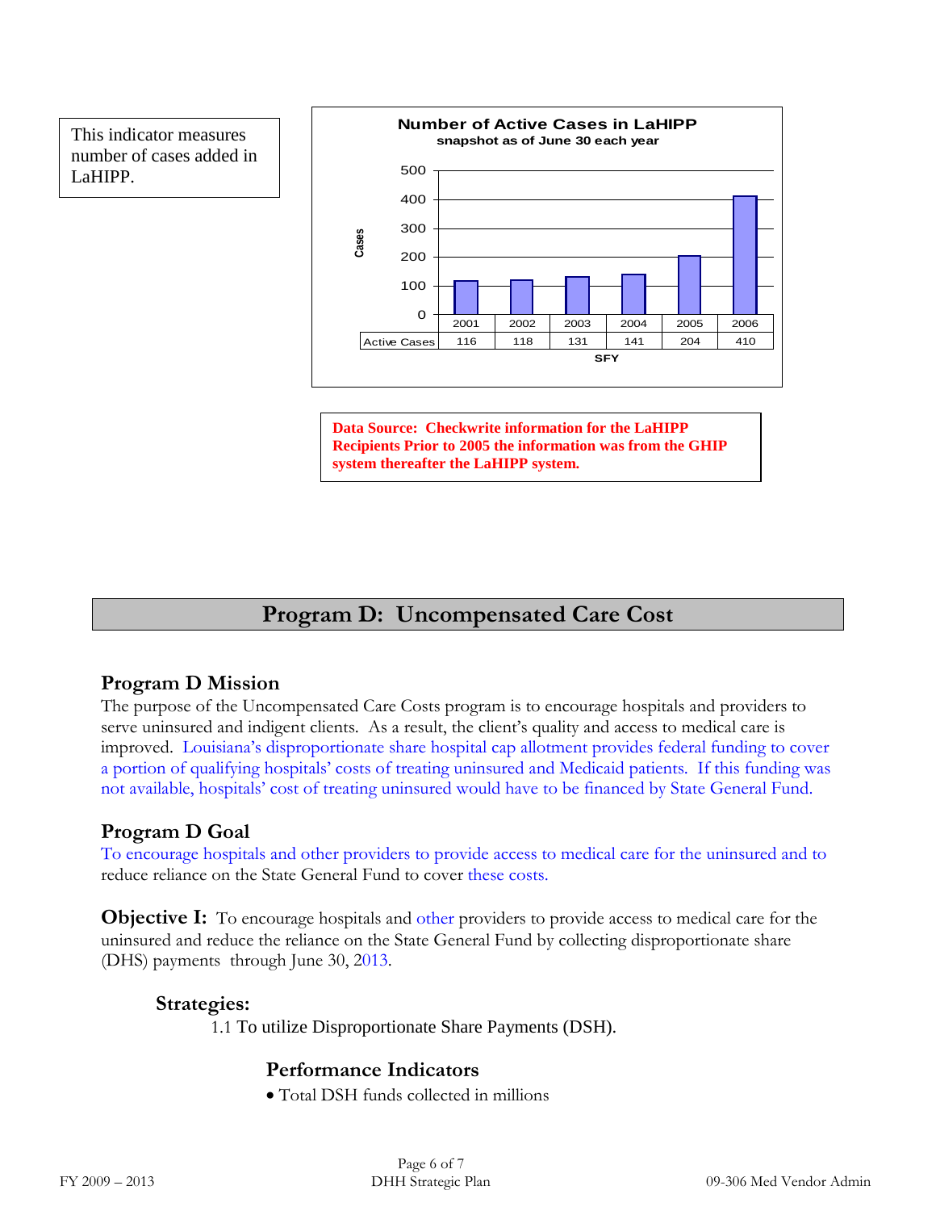This indicator measures number of cases added in LaHIPP.

**Number of Active Cases in LaHIPP**
**snapshot as of June 30 each year**

| SFY | 2001 | 2002 | 2003 | 2004 | 2005 | 2006 |
|---|---|---|---|---|---|---|
| Active Cases | 116 | 118 | 131 | 141 | 204 | 410 |

**Data Source: Checkwrite information for the LaHIPP Recipients Prior to 2005 the information was from the GHIP system thereafter the LaHIPP system.**

# Program D: Uncompensated Care Cost

## Program D Mission

The purpose of the Uncompensated Care Costs program is to encourage hospitals and providers to serve uninsured and indigent clients. As a result, the client's quality and access to medical care is improved. Louisiana's disproportionate share hospital cap allotment provides federal funding to cover a portion of qualifying hospitals' costs of treating uninsured and Medicaid patients. If this funding was not available, hospitals' cost of treating uninsured would have to be financed by State General Fund.

## Program D Goal

To encourage hospitals and other providers to provide access to medical care for the uninsured and to reduce reliance on the State General Fund to cover these costs.

**Objective I:** To encourage hospitals and other providers to provide access to medical care for the uninsured and reduce the reliance on the State General Fund by collecting disproportionate share (DHS) payments through June 30, 2013.

### Strategies:

1.1 To utilize Disproportionate Share Payments (DSH).

### Performance Indicators

- Total DSH funds collected in millions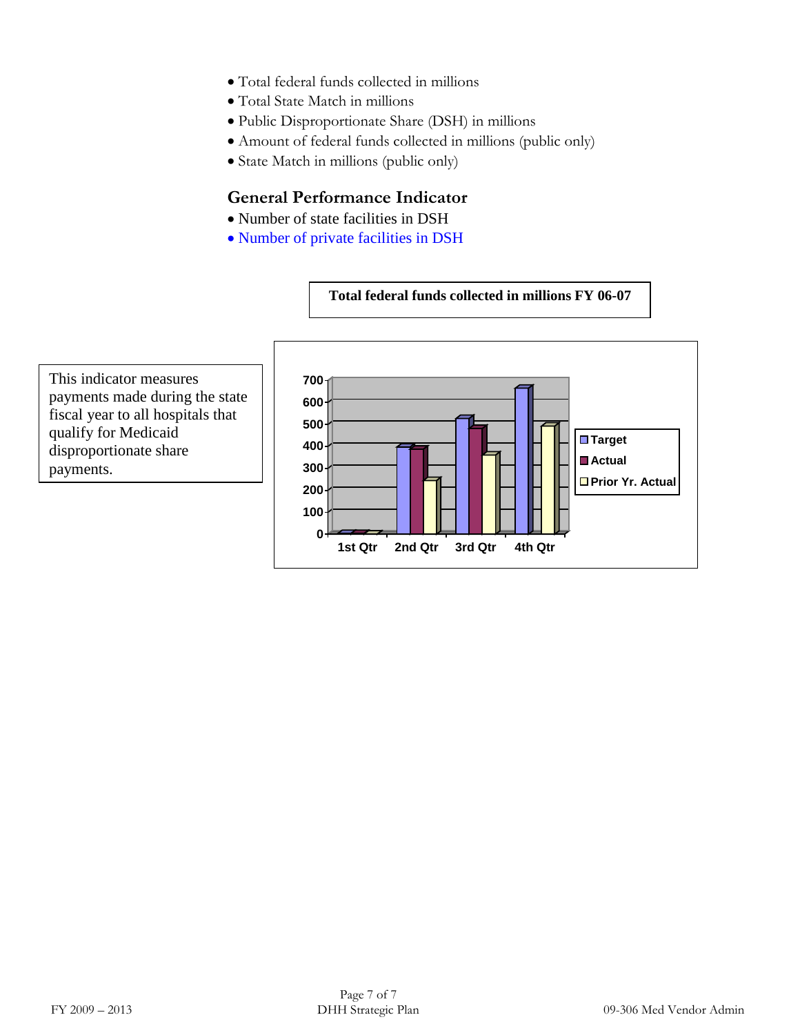- Total federal funds collected in millions
- Total State Match in millions
- Public Disproportionate Share (DSH) in millions
- Amount of federal funds collected in millions (public only)
- State Match in millions (public only)

## General Performance Indicator

- Number of state facilities in DSH
- Number of private facilities in DSH

**Total federal funds collected in millions FY 06-07**

This indicator measures payments made during the state fiscal year to all hospitals that qualify for Medicaid disproportionate share payments.

700
600
500
400
300
200
100
0
1st Qtr
2nd Qtr
3rd Qtr
4th Qtr
Target
Actual
Prior Yr. Actual